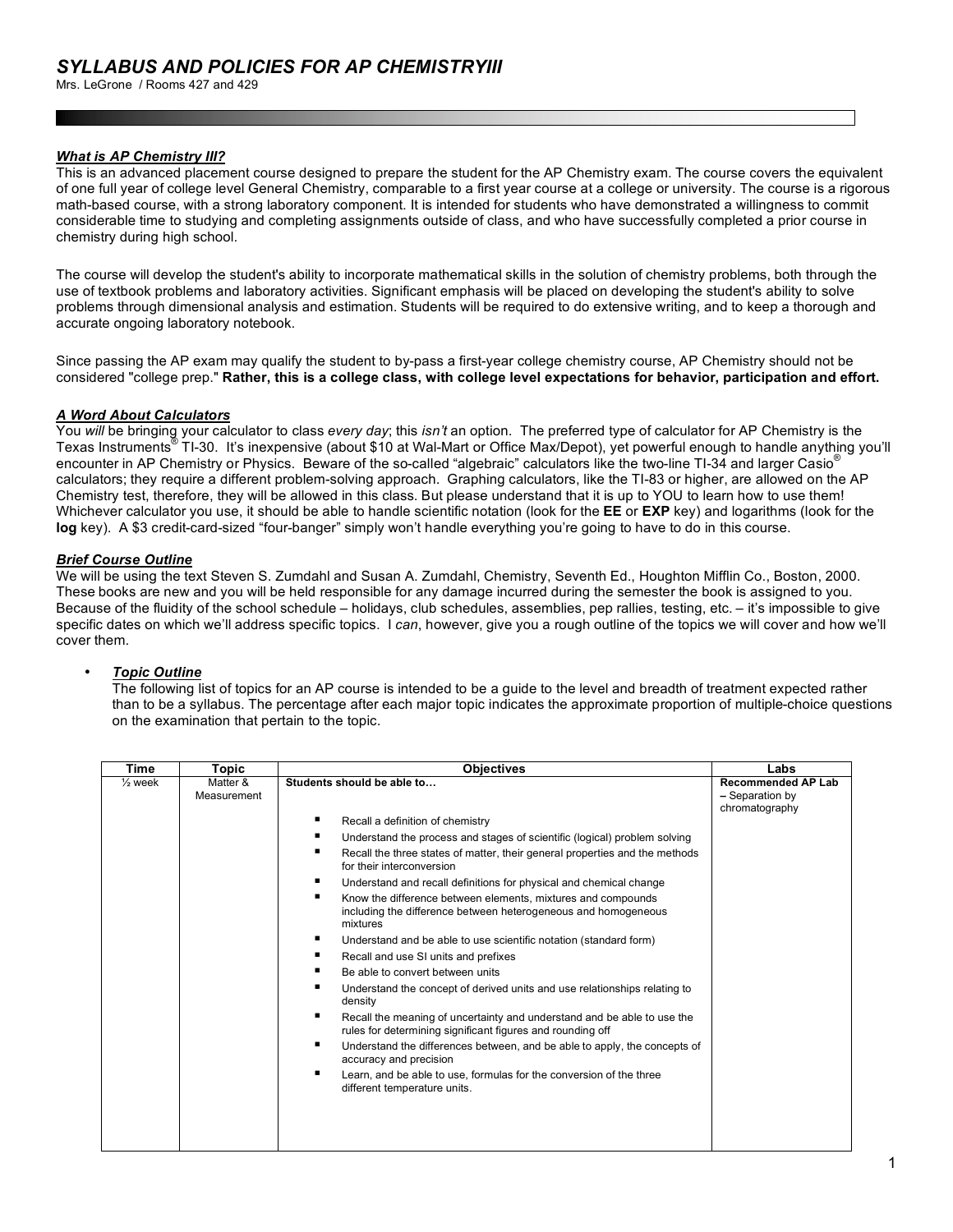# *SYLLABUS AND POLICIES FOR AP CHEMISTRYIII*

Mrs. LeGrone / Rooms 427 and 429

### ***What is AP Chemistry III?***

This is an advanced placement course designed to prepare the student for the AP Chemistry exam. The course covers the equivalent of one full year of college level General Chemistry, comparable to a first year course at a college or university. The course is a rigorous math-based course, with a strong laboratory component. It is intended for students who have demonstrated a willingness to commit considerable time to studying and completing assignments outside of class, and who have successfully completed a prior course in chemistry during high school.

The course will develop the student's ability to incorporate mathematical skills in the solution of chemistry problems, both through the use of textbook problems and laboratory activities. Significant emphasis will be placed on developing the student's ability to solve problems through dimensional analysis and estimation. Students will be required to do extensive writing, and to keep a thorough and accurate ongoing laboratory notebook.

Since passing the AP exam may qualify the student to by-pass a first-year college chemistry course, AP Chemistry should not be considered "college prep." **Rather, this is a college class, with college level expectations for behavior, participation and effort.**

### ***A Word About Calculators***

You *will* be bringing your calculator to class *every day*; this *isn't* an option. The preferred type of calculator for AP Chemistry is the Texas Instruments® TI-30. It's inexpensive (about $10 at Wal-Mart or Office Max/Depot), yet powerful enough to handle anything you'll encounter in AP Chemistry or Physics. Beware of the so-called "algebraic" calculators like the two-line TI-34 and larger Casio® calculators; they require a different problem-solving approach. Graphing calculators, like the TI-83 or higher, are allowed on the AP Chemistry test, therefore, they will be allowed in this class. But please understand that it is up to YOU to learn how to use them! Whichever calculator you use, it should be able to handle scientific notation (look for the **EE** or **EXP** key) and logarithms (look for the **log** key). A $3 credit-card-sized "four-banger" simply won't handle everything you're going to have to do in this course.

### ***Brief Course Outline***

We will be using the text Steven S. Zumdahl and Susan A. Zumdahl, Chemistry, Seventh Ed., Houghton Mifflin Co., Boston, 2000. These books are new and you will be held responsible for any damage incurred during the semester the book is assigned to you. Because of the fluidity of the school schedule – holidays, club schedules, assemblies, pep rallies, testing, etc. – it's impossible to give specific dates on which we'll address specific topics. I *can*, however, give you a rough outline of the topics we will cover and how we'll cover them.

- ***Topic Outline***

  The following list of topics for an AP course is intended to be a guide to the level and breadth of treatment expected rather than to be a syllabus. The percentage after each major topic indicates the approximate proportion of multiple-choice questions on the examination that pertain to the topic.

| Time | Topic | Objectives | Labs |
|---|---|---|---|
| ½ week | Matter & Measurement | **Students should be able to…**<br>▪ Recall a definition of chemistry<br>▪ Understand the process and stages of scientific (logical) problem solving<br>▪ Recall the three states of matter, their general properties and the methods for their interconversion<br>▪ Understand and recall definitions for physical and chemical change<br>▪ Know the difference between elements, mixtures and compounds including the difference between heterogeneous and homogeneous mixtures<br>▪ Understand and be able to use scientific notation (standard form)<br>▪ Recall and use SI units and prefixes<br>▪ Be able to convert between units<br>▪ Understand the concept of derived units and use relationships relating to density<br>▪ Recall the meaning of uncertainty and understand and be able to use the rules for determining significant figures and rounding off<br>▪ Understand the differences between, and be able to apply, the concepts of accuracy and precision<br>▪ Learn, and be able to use, formulas for the conversion of the three different temperature units. | **Recommended AP Lab** – Separation by chromatography |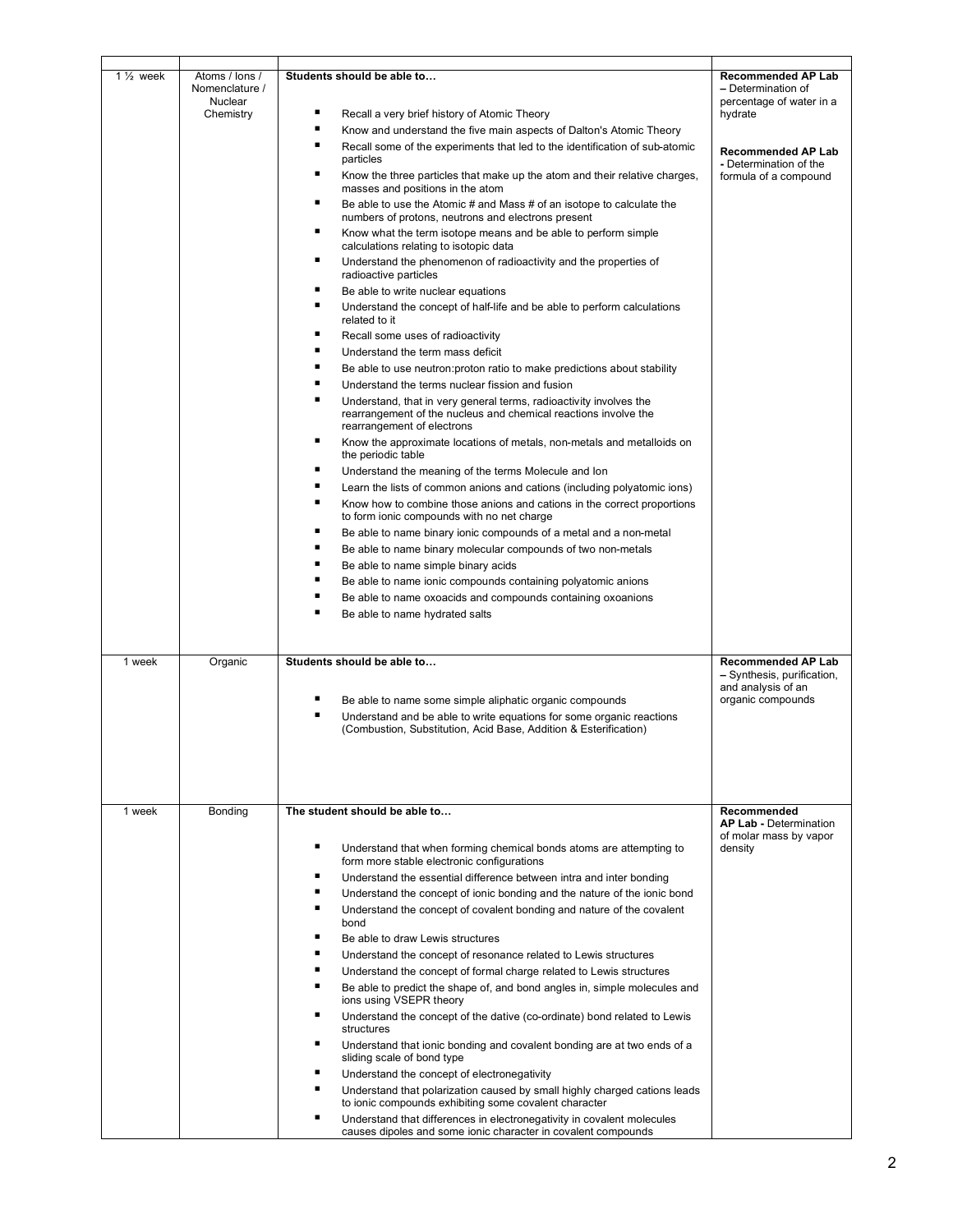| | | | |
|---|---|---|---|
| 1 ½ week | Atoms / Ions / Nomenclature / Nuclear Chemistry | **Students should be able to…**<br><br>▪ Recall a very brief history of Atomic Theory<br>▪ Know and understand the five main aspects of Dalton's Atomic Theory<br>▪ Recall some of the experiments that led to the identification of sub-atomic particles<br>▪ Know the three particles that make up the atom and their relative charges, masses and positions in the atom<br>▪ Be able to use the Atomic # and Mass # of an isotope to calculate the numbers of protons, neutrons and electrons present<br>▪ Know what the term isotope means and be able to perform simple calculations relating to isotopic data<br>▪ Understand the phenomenon of radioactivity and the properties of radioactive particles<br>▪ Be able to write nuclear equations<br>▪ Understand the concept of half-life and be able to perform calculations related to it<br>▪ Recall some uses of radioactivity<br>▪ Understand the term mass deficit<br>▪ Be able to use neutron:proton ratio to make predictions about stability<br>▪ Understand the terms nuclear fission and fusion<br>▪ Understand, that in very general terms, radioactivity involves the rearrangement of the nucleus and chemical reactions involve the rearrangement of electrons<br>▪ Know the approximate locations of metals, non-metals and metalloids on the periodic table<br>▪ Understand the meaning of the terms Molecule and Ion<br>▪ Learn the lists of common anions and cations (including polyatomic ions)<br>▪ Know how to combine those anions and cations in the correct proportions to form ionic compounds with no net charge<br>▪ Be able to name binary ionic compounds of a metal and a non-metal<br>▪ Be able to name binary molecular compounds of two non-metals<br>▪ Be able to name simple binary acids<br>▪ Be able to name ionic compounds containing polyatomic anions<br>▪ Be able to name oxoacids and compounds containing oxoanions<br>▪ Be able to name hydrated salts | **Recommended AP Lab** – Determination of percentage of water in a hydrate<br><br>**Recommended AP Lab** - Determination of the formula of a compound |
| 1 week | Organic | **Students should be able to…**<br><br>▪ Be able to name some simple aliphatic organic compounds<br>▪ Understand and be able to write equations for some organic reactions (Combustion, Substitution, Acid Base, Addition & Esterification) | **Recommended AP Lab** – Synthesis, purification, and analysis of an organic compounds |
| 1 week | Bonding | **The student should be able to…**<br><br>▪ Understand that when forming chemical bonds atoms are attempting to form more stable electronic configurations<br>▪ Understand the essential difference between intra and inter bonding<br>▪ Understand the concept of ionic bonding and the nature of the ionic bond<br>▪ Understand the concept of covalent bonding and nature of the covalent bond<br>▪ Be able to draw Lewis structures<br>▪ Understand the concept of resonance related to Lewis structures<br>▪ Understand the concept of formal charge related to Lewis structures<br>▪ Be able to predict the shape of, and bond angles in, simple molecules and ions using VSEPR theory<br>▪ Understand the concept of the dative (co-ordinate) bond related to Lewis structures<br>▪ Understand that ionic bonding and covalent bonding are at two ends of a sliding scale of bond type<br>▪ Understand the concept of electronegativity<br>▪ Understand that polarization caused by small highly charged cations leads to ionic compounds exhibiting some covalent character<br>▪ Understand that differences in electronegativity in covalent molecules causes dipoles and some ionic character in covalent compounds | **Recommended AP Lab** - Determination of molar mass by vapor density |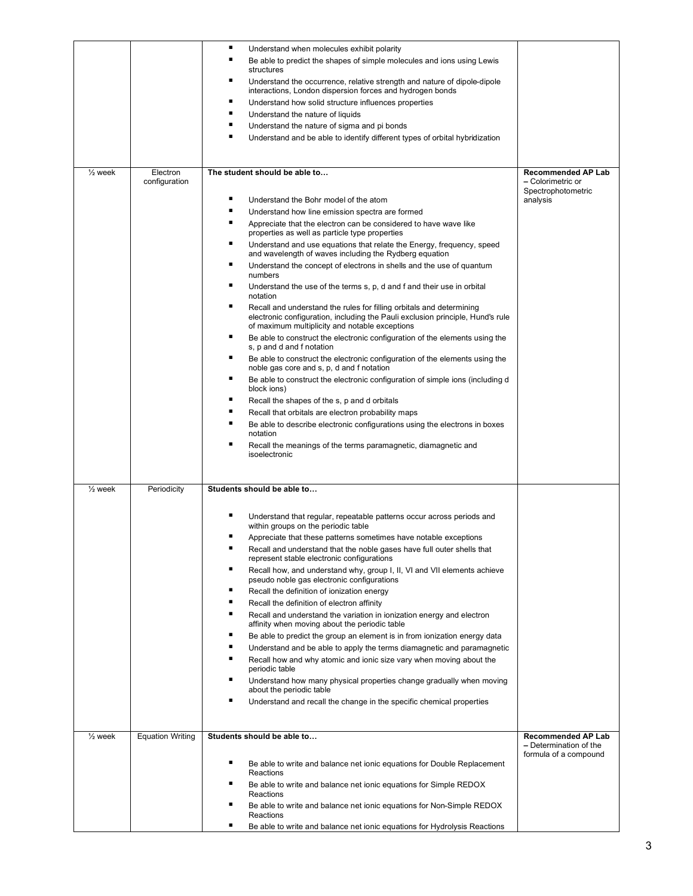| | | | |
|---|---|---|---|
| | | ▪ Understand when molecules exhibit polarity<br>▪ Be able to predict the shapes of simple molecules and ions using Lewis structures<br>▪ Understand the occurrence, relative strength and nature of dipole-dipole interactions, London dispersion forces and hydrogen bonds<br>▪ Understand how solid structure influences properties<br>▪ Understand the nature of liquids<br>▪ Understand the nature of sigma and pi bonds<br>▪ Understand and be able to identify different types of orbital hybridization | |
| ½ week | Electron configuration | **The student should be able to…**<br>▪ Understand the Bohr model of the atom<br>▪ Understand how line emission spectra are formed<br>▪ Appreciate that the electron can be considered to have wave like properties as well as particle type properties<br>▪ Understand and use equations that relate the Energy, frequency, speed and wavelength of waves including the Rydberg equation<br>▪ Understand the concept of electrons in shells and the use of quantum numbers<br>▪ Understand the use of the terms s, p, d and f and their use in orbital notation<br>▪ Recall and understand the rules for filling orbitals and determining electronic configuration, including the Pauli exclusion principle, Hund's rule of maximum multiplicity and notable exceptions<br>▪ Be able to construct the electronic configuration of the elements using the s, p and d and f notation<br>▪ Be able to construct the electronic configuration of the elements using the noble gas core and s, p, d and f notation<br>▪ Be able to construct the electronic configuration of simple ions (including d block ions)<br>▪ Recall the shapes of the s, p and d orbitals<br>▪ Recall that orbitals are electron probability maps<br>▪ Be able to describe electronic configurations using the electrons in boxes notation<br>▪ Recall the meanings of the terms paramagnetic, diamagnetic and isoelectronic | **Recommended AP Lab** – Colorimetric or Spectrophotometric analysis |
| ½ week | Periodicity | **Students should be able to…**<br>▪ Understand that regular, repeatable patterns occur across periods and within groups on the periodic table<br>▪ Appreciate that these patterns sometimes have notable exceptions<br>▪ Recall and understand that the noble gases have full outer shells that represent stable electronic configurations<br>▪ Recall how, and understand why, group I, II, VI and VII elements achieve pseudo noble gas electronic configurations<br>▪ Recall the definition of ionization energy<br>▪ Recall the definition of electron affinity<br>▪ Recall and understand the variation in ionization energy and electron affinity when moving about the periodic table<br>▪ Be able to predict the group an element is in from ionization energy data<br>▪ Understand and be able to apply the terms diamagnetic and paramagnetic<br>▪ Recall how and why atomic and ionic size vary when moving about the periodic table<br>▪ Understand how many physical properties change gradually when moving about the periodic table<br>▪ Understand and recall the change in the specific chemical properties | |
| ½ week | Equation Writing | **Students should be able to…**<br>▪ Be able to write and balance net ionic equations for Double Replacement Reactions<br>▪ Be able to write and balance net ionic equations for Simple REDOX Reactions<br>▪ Be able to write and balance net ionic equations for Non-Simple REDOX Reactions<br>▪ Be able to write and balance net ionic equations for Hydrolysis Reactions | **Recommended AP Lab** – Determination of the formula of a compound |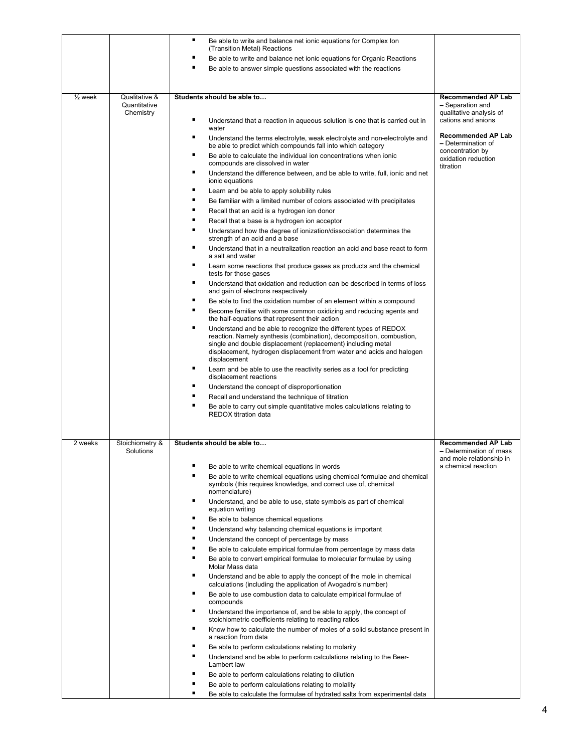| | | | |
|---|---|---|---|
| | | ▪ Be able to write and balance net ionic equations for Complex Ion (Transition Metal) Reactions<br>▪ Be able to write and balance net ionic equations for Organic Reactions<br>▪ Be able to answer simple questions associated with the reactions | |
| ½ week | Qualitative & Quantitative Chemistry | **Students should be able to…**<br>▪ Understand that a reaction in aqueous solution is one that is carried out in water<br>▪ Understand the terms electrolyte, weak electrolyte and non-electrolyte and be able to predict which compounds fall into which category<br>▪ Be able to calculate the individual ion concentrations when ionic compounds are dissolved in water<br>▪ Understand the difference between, and be able to write, full, ionic and net ionic equations<br>▪ Learn and be able to apply solubility rules<br>▪ Be familiar with a limited number of colors associated with precipitates<br>▪ Recall that an acid is a hydrogen ion donor<br>▪ Recall that a base is a hydrogen ion acceptor<br>▪ Understand how the degree of ionization/dissociation determines the strength of an acid and a base<br>▪ Understand that in a neutralization reaction an acid and base react to form a salt and water<br>▪ Learn some reactions that produce gases as products and the chemical tests for those gases<br>▪ Understand that oxidation and reduction can be described in terms of loss and gain of electrons respectively<br>▪ Be able to find the oxidation number of an element within a compound<br>▪ Become familiar with some common oxidizing and reducing agents and the half-equations that represent their action<br>▪ Understand and be able to recognize the different types of REDOX reaction. Namely synthesis (combination), decomposition, combustion, single and double displacement (replacement) including metal displacement, hydrogen displacement from water and acids and halogen displacement<br>▪ Learn and be able to use the reactivity series as a tool for predicting displacement reactions<br>▪ Understand the concept of disproportionation<br>▪ Recall and understand the technique of titration<br>▪ Be able to carry out simple quantitative moles calculations relating to REDOX titration data | **Recommended AP Lab** – Separation and qualitative analysis of cations and anions<br><br>**Recommended AP Lab** – Determination of concentration by oxidation reduction titration |
| 2 weeks | Stoichiometry & Solutions | **Students should be able to…**<br>▪ Be able to write chemical equations in words<br>▪ Be able to write chemical equations using chemical formulae and chemical symbols (this requires knowledge, and correct use of, chemical nomenclature)<br>▪ Understand, and be able to use, state symbols as part of chemical equation writing<br>▪ Be able to balance chemical equations<br>▪ Understand why balancing chemical equations is important<br>▪ Understand the concept of percentage by mass<br>▪ Be able to calculate empirical formulae from percentage by mass data<br>▪ Be able to convert empirical formulae to molecular formulae by using Molar Mass data<br>▪ Understand and be able to apply the concept of the mole in chemical calculations (including the application of Avogadro's number)<br>▪ Be able to use combustion data to calculate empirical formulae of compounds<br>▪ Understand the importance of, and be able to apply, the concept of stoichiometric coefficients relating to reacting ratios<br>▪ Know how to calculate the number of moles of a solid substance present in a reaction from data<br>▪ Be able to perform calculations relating to molarity<br>▪ Understand and be able to perform calculations relating to the Beer-Lambert law<br>▪ Be able to perform calculations relating to dilution<br>▪ Be able to perform calculations relating to molality<br>▪ Be able to calculate the formulae of hydrated salts from experimental data | **Recommended AP Lab** – Determination of mass and mole relationship in a chemical reaction |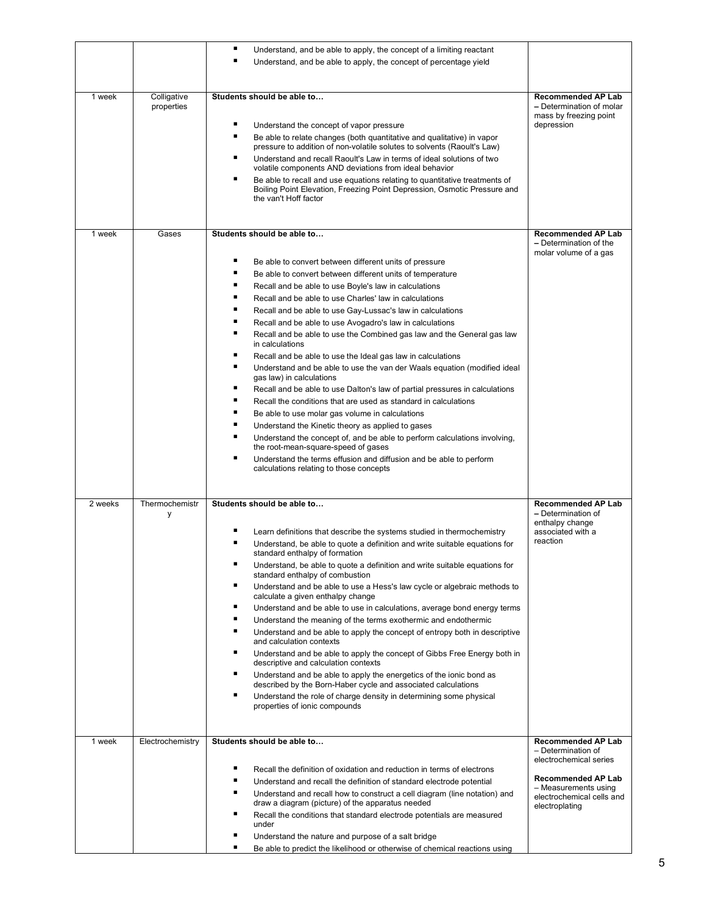| | | | |
|---|---|---|---|
| | | ▪ Understand, and be able to apply, the concept of a limiting reactant<br>▪ Understand, and be able to apply, the concept of percentage yield | |
| 1 week | Colligative properties | **Students should be able to…**<br><br>▪ Understand the concept of vapor pressure<br>▪ Be able to relate changes (both quantitative and qualitative) in vapor pressure to addition of non-volatile solutes to solvents (Raoult's Law)<br>▪ Understand and recall Raoult's Law in terms of ideal solutions of two volatile components AND deviations from ideal behavior<br>▪ Be able to recall and use equations relating to quantitative treatments of Boiling Point Elevation, Freezing Point Depression, Osmotic Pressure and the van't Hoff factor | **Recommended AP Lab** – Determination of molar mass by freezing point depression |
| 1 week | Gases | **Students should be able to…**<br><br>▪ Be able to convert between different units of pressure<br>▪ Be able to convert between different units of temperature<br>▪ Recall and be able to use Boyle's law in calculations<br>▪ Recall and be able to use Charles' law in calculations<br>▪ Recall and be able to use Gay-Lussac's law in calculations<br>▪ Recall and be able to use Avogadro's law in calculations<br>▪ Recall and be able to use the Combined gas law and the General gas law in calculations<br>▪ Recall and be able to use the Ideal gas law in calculations<br>▪ Understand and be able to use the van der Waals equation (modified ideal gas law) in calculations<br>▪ Recall and be able to use Dalton's law of partial pressures in calculations<br>▪ Recall the conditions that are used as standard in calculations<br>▪ Be able to use molar gas volume in calculations<br>▪ Understand the Kinetic theory as applied to gases<br>▪ Understand the concept of, and be able to perform calculations involving, the root-mean-square-speed of gases<br>▪ Understand the terms effusion and diffusion and be able to perform calculations relating to those concepts | **Recommended AP Lab** – Determination of the molar volume of a gas |
| 2 weeks | Thermochemistry | **Students should be able to…**<br><br>▪ Learn definitions that describe the systems studied in thermochemistry<br>▪ Understand, be able to quote a definition and write suitable equations for standard enthalpy of formation<br>▪ Understand, be able to quote a definition and write suitable equations for standard enthalpy of combustion<br>▪ Understand and be able to use a Hess's law cycle or algebraic methods to calculate a given enthalpy change<br>▪ Understand and be able to use in calculations, average bond energy terms<br>▪ Understand the meaning of the terms exothermic and endothermic<br>▪ Understand and be able to apply the concept of entropy both in descriptive and calculation contexts<br>▪ Understand and be able to apply the concept of Gibbs Free Energy both in descriptive and calculation contexts<br>▪ Understand and be able to apply the energetics of the ionic bond as described by the Born-Haber cycle and associated calculations<br>▪ Understand the role of charge density in determining some physical properties of ionic compounds | **Recommended AP Lab** – Determination of enthalpy change associated with a reaction |
| 1 week | Electrochemistry | **Students should be able to…**<br><br>▪ Recall the definition of oxidation and reduction in terms of electrons<br>▪ Understand and recall the definition of standard electrode potential<br>▪ Understand and recall how to construct a cell diagram (line notation) and draw a diagram (picture) of the apparatus needed<br>▪ Recall the conditions that standard electrode potentials are measured under<br>▪ Understand the nature and purpose of a salt bridge<br>▪ Be able to predict the likelihood or otherwise of chemical reactions using | **Recommended AP Lab** – Determination of electrochemical series<br><br>**Recommended AP Lab** – Measurements using electrochemical cells and electroplating |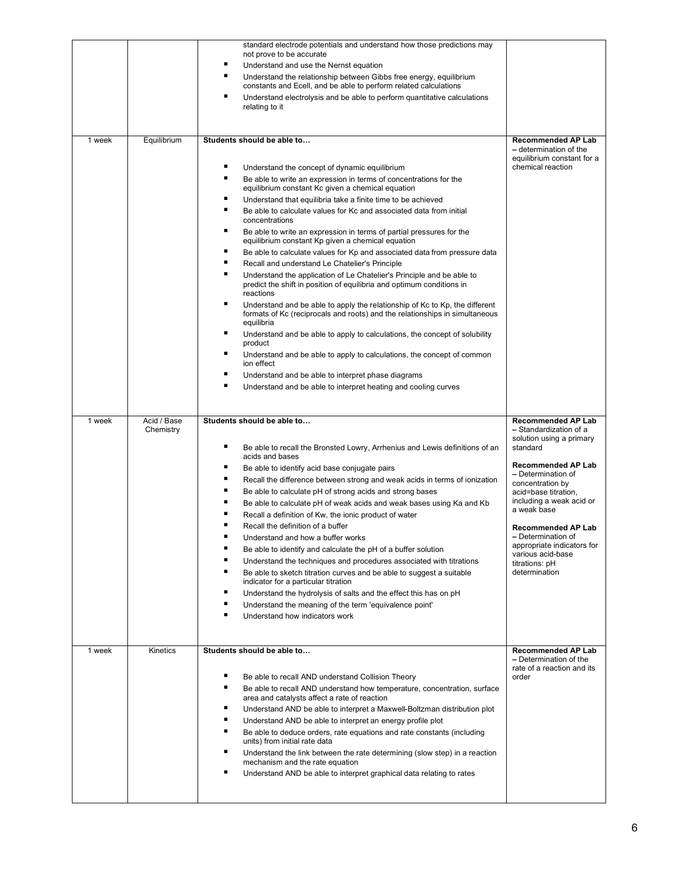| | | | |
|---|---|---|---|
| | | standard electrode potentials and understand how those predictions may not prove to be accurate<br>▪ Understand and use the Nernst equation<br>▪ Understand the relationship between Gibbs free energy, equilibrium constants and Ecell, and be able to perform related calculations<br>▪ Understand electrolysis and be able to perform quantitative calculations relating to it | |
| 1 week | Equilibrium | **Students should be able to…**<br>▪ Understand the concept of dynamic equilibrium<br>▪ Be able to write an expression in terms of concentrations for the equilibrium constant Kc given a chemical equation<br>▪ Understand that equilibria take a finite time to be achieved<br>▪ Be able to calculate values for Kc and associated data from initial concentrations<br>▪ Be able to write an expression in terms of partial pressures for the equilibrium constant Kp given a chemical equation<br>▪ Be able to calculate values for Kp and associated data from pressure data<br>▪ Recall and understand Le Chatelier's Principle<br>▪ Understand the application of Le Chatelier's Principle and be able to predict the shift in position of equilibria and optimum conditions in reactions<br>▪ Understand and be able to apply the relationship of Kc to Kp, the different formats of Kc (reciprocals and roots) and the relationships in simultaneous equilibria<br>▪ Understand and be able to apply to calculations, the concept of solubility product<br>▪ Understand and be able to apply to calculations, the concept of common ion effect<br>▪ Understand and be able to interpret phase diagrams<br>▪ Understand and be able to interpret heating and cooling curves | **Recommended AP Lab –** determination of the equilibrium constant for a chemical reaction |
| 1 week | Acid / Base Chemistry | **Students should be able to…**<br>▪ Be able to recall the Bronsted Lowry, Arrhenius and Lewis definitions of an acids and bases<br>▪ Be able to identify acid base conjugate pairs<br>▪ Recall the difference between strong and weak acids in terms of ionization<br>▪ Be able to calculate pH of strong acids and strong bases<br>▪ Be able to calculate pH of weak acids and weak bases using Ka and Kb<br>▪ Recall a definition of Kw, the ionic product of water<br>▪ Recall the definition of a buffer<br>▪ Understand and how a buffer works<br>▪ Be able to identify and calculate the pH of a buffer solution<br>▪ Understand the techniques and procedures associated with titrations<br>▪ Be able to sketch titration curves and be able to suggest a suitable indicator for a particular titration<br>▪ Understand the hydrolysis of salts and the effect this has on pH<br>▪ Understand the meaning of the term 'equivalence point'<br>▪ Understand how indicators work | **Recommended AP Lab** – Standardization of a solution using a primary standard<br><br>**Recommended AP Lab** – Determination of concentration by acid=base titration, including a weak acid or a weak base<br><br>**Recommended AP Lab** – Determination of appropriate indicators for various acid-base titrations: pH determination |
| 1 week | Kinetics | **Students should be able to…**<br>▪ Be able to recall AND understand Collision Theory<br>▪ Be able to recall AND understand how temperature, concentration, surface area and catalysts affect a rate of reaction<br>▪ Understand AND be able to interpret a Maxwell-Boltzman distribution plot<br>▪ Understand AND be able to interpret an energy profile plot<br>▪ Be able to deduce orders, rate equations and rate constants (including units) from initial rate data<br>▪ Understand the link between the rate determining (slow step) in a reaction mechanism and the rate equation<br>▪ Understand AND be able to interpret graphical data relating to rates | **Recommended AP Lab** – Determination of the rate of a reaction and its order |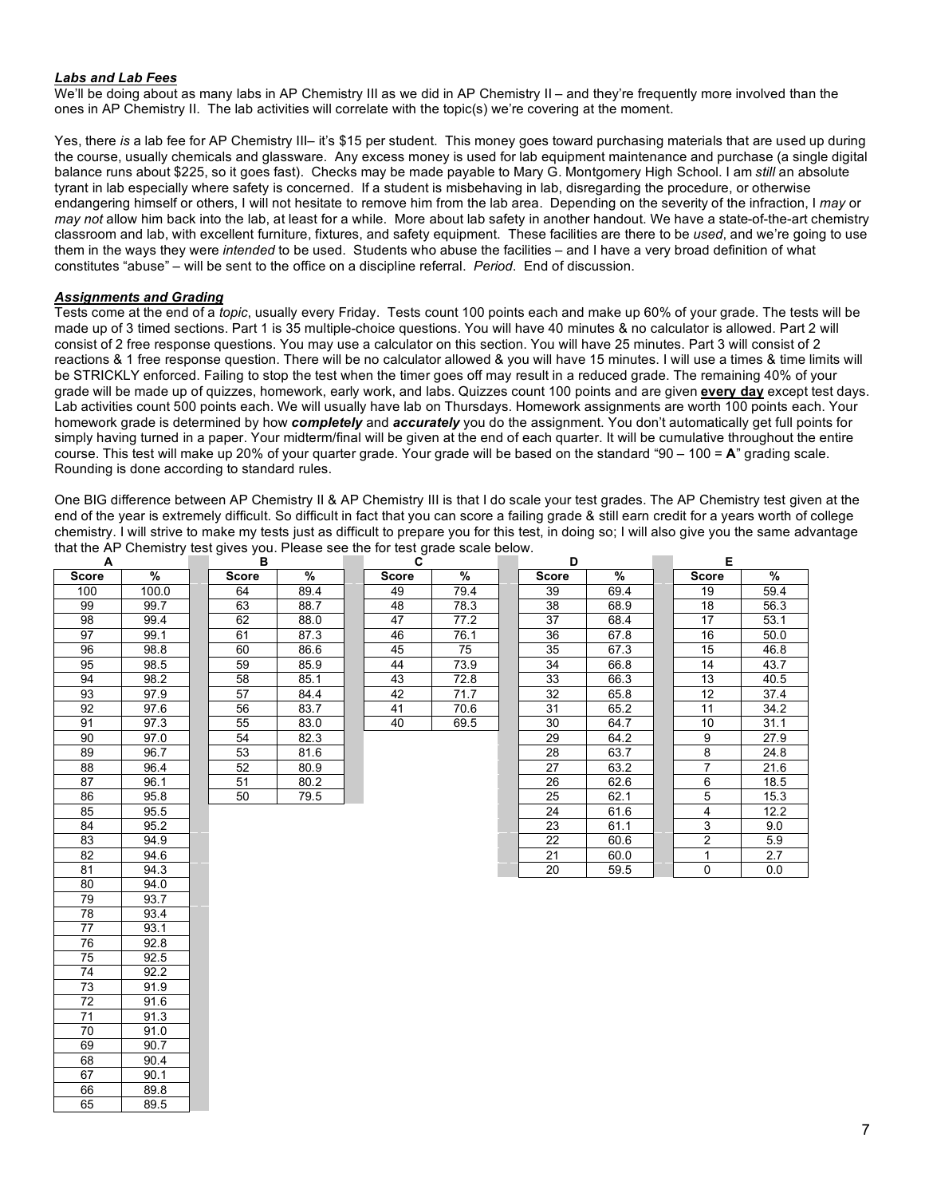***Labs and Lab Fees***

We'll be doing about as many labs in AP Chemistry III as we did in AP Chemistry II – and they're frequently more involved than the ones in AP Chemistry II. The lab activities will correlate with the topic(s) we're covering at the moment.

Yes, there *is* a lab fee for AP Chemistry III– it's $15 per student. This money goes toward purchasing materials that are used up during the course, usually chemicals and glassware. Any excess money is used for lab equipment maintenance and purchase (a single digital balance runs about $225, so it goes fast). Checks may be made payable to Mary G. Montgomery High School. I am *still* an absolute tyrant in lab especially where safety is concerned. If a student is misbehaving in lab, disregarding the procedure, or otherwise endangering himself or others, I will not hesitate to remove him from the lab area. Depending on the severity of the infraction, I *may* or *may not* allow him back into the lab, at least for a while. More about lab safety in another handout. We have a state-of-the-art chemistry classroom and lab, with excellent furniture, fixtures, and safety equipment. These facilities are there to be *used*, and we're going to use them in the ways they were *intended* to be used. Students who abuse the facilities – and I have a very broad definition of what constitutes "abuse" – will be sent to the office on a discipline referral. *Period*. End of discussion.

***Assignments and Grading***

Tests come at the end of a *topic*, usually every Friday. Tests count 100 points each and make up 60% of your grade. The tests will be made up of 3 timed sections. Part 1 is 35 multiple-choice questions. You will have 40 minutes & no calculator is allowed. Part 2 will consist of 2 free response questions. You may use a calculator on this section. You will have 25 minutes. Part 3 will consist of 2 reactions & 1 free response question. There will be no calculator allowed & you will have 15 minutes. I will use a times & time limits will be STRICKLY enforced. Failing to stop the test when the timer goes off may result in a reduced grade. The remaining 40% of your grade will be made up of quizzes, homework, early work, and labs. Quizzes count 100 points and are given **every day** except test days. Lab activities count 500 points each. We will usually have lab on Thursdays. Homework assignments are worth 100 points each. Your homework grade is determined by how ***completely*** and ***accurately*** you do the assignment. You don't automatically get full points for simply having turned in a paper. Your midterm/final will be given at the end of each quarter. It will be cumulative throughout the entire course. This test will make up 20% of your quarter grade. Your grade will be based on the standard "90 – 100 = **A**" grading scale. Rounding is done according to standard rules.

One BIG difference between AP Chemistry II & AP Chemistry III is that I do scale your test grades. The AP Chemistry test given at the end of the year is extremely difficult. So difficult in fact that you can score a failing grade & still earn credit for a years worth of college chemistry. I will strive to make my tests just as difficult to prepare you for this test, in doing so; I will also give you the same advantage that the AP Chemistry test gives you. Please see the for test grade scale below.

**A**

| Score | % |
|---|---|
| 100 | 100.0 |
| 99 | 99.7 |
| 98 | 99.4 |
| 97 | 99.1 |
| 96 | 98.8 |
| 95 | 98.5 |
| 94 | 98.2 |
| 93 | 97.9 |
| 92 | 97.6 |
| 91 | 97.3 |
| 90 | 97.0 |
| 89 | 96.7 |
| 88 | 96.4 |
| 87 | 96.1 |
| 86 | 95.8 |
| 85 | 95.5 |
| 84 | 95.2 |
| 83 | 94.9 |
| 82 | 94.6 |
| 81 | 94.3 |
| 80 | 94.0 |
| 79 | 93.7 |
| 78 | 93.4 |
| 77 | 93.1 |
| 76 | 92.8 |
| 75 | 92.5 |
| 74 | 92.2 |
| 73 | 91.9 |
| 72 | 91.6 |
| 71 | 91.3 |
| 70 | 91.0 |
| 69 | 90.7 |
| 68 | 90.4 |
| 67 | 90.1 |
| 66 | 89.8 |
| 65 | 89.5 |

**B**

| Score | % |
|---|---|
| 64 | 89.4 |
| 63 | 88.7 |
| 62 | 88.0 |
| 61 | 87.3 |
| 60 | 86.6 |
| 59 | 85.9 |
| 58 | 85.1 |
| 57 | 84.4 |
| 56 | 83.7 |
| 55 | 83.0 |
| 54 | 82.3 |
| 53 | 81.6 |
| 52 | 80.9 |
| 51 | 80.2 |
| 50 | 79.5 |

**C**

| Score | % |
|---|---|
| 49 | 79.4 |
| 48 | 78.3 |
| 47 | 77.2 |
| 46 | 76.1 |
| 45 | 75 |
| 44 | 73.9 |
| 43 | 72.8 |
| 42 | 71.7 |
| 41 | 70.6 |
| 40 | 69.5 |

**D**

| Score | % |
|---|---|
| 39 | 69.4 |
| 38 | 68.9 |
| 37 | 68.4 |
| 36 | 67.8 |
| 35 | 67.3 |
| 34 | 66.8 |
| 33 | 66.3 |
| 32 | 65.8 |
| 31 | 65.2 |
| 30 | 64.7 |
| 29 | 64.2 |
| 28 | 63.7 |
| 27 | 63.2 |
| 26 | 62.6 |
| 25 | 62.1 |
| 24 | 61.6 |
| 23 | 61.1 |
| 22 | 60.6 |
| 21 | 60.0 |
| 20 | 59.5 |

**E**

| Score | % |
|---|---|
| 19 | 59.4 |
| 18 | 56.3 |
| 17 | 53.1 |
| 16 | 50.0 |
| 15 | 46.8 |
| 14 | 43.7 |
| 13 | 40.5 |
| 12 | 37.4 |
| 11 | 34.2 |
| 10 | 31.1 |
| 9 | 27.9 |
| 8 | 24.8 |
| 7 | 21.6 |
| 6 | 18.5 |
| 5 | 15.3 |
| 4 | 12.2 |
| 3 | 9.0 |
| 2 | 5.9 |
| 1 | 2.7 |
| 0 | 0.0 |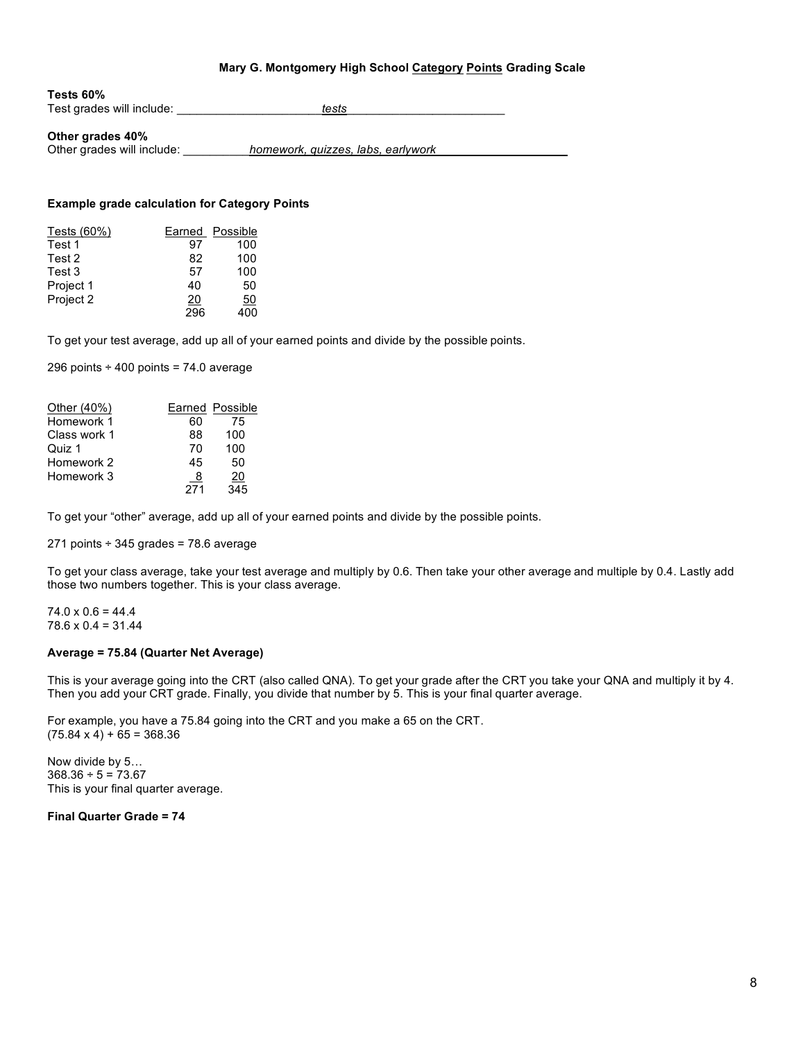### Mary G. Montgomery High School Category Points Grading Scale

**Tests 60%**
Test grades will include: *tests*

**Other grades 40%**
Other grades will include: *homework, quizzes, labs, earlywork*

**Example grade calculation for Category Points**

| Tests (60%) | Earned | Possible |
|---|---|---|
| Test 1 | 97 | 100 |
| Test 2 | 82 | 100 |
| Test 3 | 57 | 100 |
| Project 1 | 40 | 50 |
| Project 2 | 20 | 50 |
| | 296 | 400 |

To get your test average, add up all of your earned points and divide by the possible points.

296 points ÷ 400 points = 74.0 average

| Other (40%) | Earned | Possible |
|---|---|---|
| Homework 1 | 60 | 75 |
| Class work 1 | 88 | 100 |
| Quiz 1 | 70 | 100 |
| Homework 2 | 45 | 50 |
| Homework 3 | 8 | 20 |
| | 271 | 345 |

To get your "other" average, add up all of your earned points and divide by the possible points.

271 points ÷ 345 grades = 78.6 average

To get your class average, take your test average and multiply by 0.6. Then take your other average and multiple by 0.4. Lastly add those two numbers together. This is your class average.

74.0 x 0.6 = 44.4
78.6 x 0.4 = 31.44

**Average = 75.84 (Quarter Net Average)**

This is your average going into the CRT (also called QNA). To get your grade after the CRT you take your QNA and multiply it by 4. Then you add your CRT grade. Finally, you divide that number by 5. This is your final quarter average.

For example, you have a 75.84 going into the CRT and you make a 65 on the CRT.
(75.84 x 4) + 65 = 368.36

Now divide by 5…
368.36 ÷ 5 = 73.67
This is your final quarter average.

**Final Quarter Grade = 74**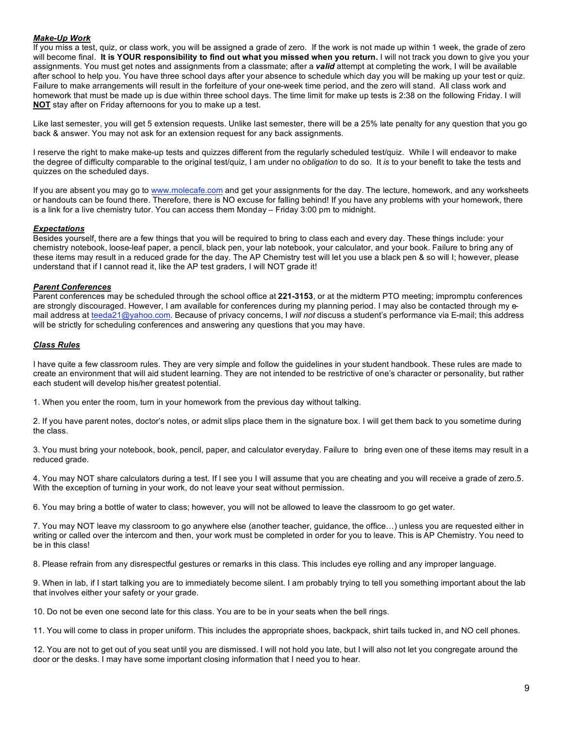***Make-Up Work***

If you miss a test, quiz, or class work, you will be assigned a grade of zero. If the work is not made up within 1 week, the grade of zero will become final. **It is YOUR responsibility to find out what you missed when you return.** I will not track you down to give you your assignments. You must get notes and assignments from a classmate; after a ***valid*** attempt at completing the work, I will be available after school to help you. You have three school days after your absence to schedule which day you will be making up your test or quiz. Failure to make arrangements will result in the forfeiture of your one-week time period, and the zero will stand. All class work and homework that must be made up is due within three school days. The time limit for make up tests is 2:38 on the following Friday. I will **NOT** stay after on Friday afternoons for you to make up a test.

Like last semester, you will get 5 extension requests. Unlike last semester, there will be a 25% late penalty for any question that you go back & answer. You may not ask for an extension request for any back assignments.

I reserve the right to make make-up tests and quizzes different from the regularly scheduled test/quiz. While I will endeavor to make the degree of difficulty comparable to the original test/quiz, I am under no *obligation* to do so. It *is* to your benefit to take the tests and quizzes on the scheduled days.

If you are absent you may go to www.molecafe.com and get your assignments for the day. The lecture, homework, and any worksheets or handouts can be found there. Therefore, there is NO excuse for falling behind! If you have any problems with your homework, there is a link for a live chemistry tutor. You can access them Monday – Friday 3:00 pm to midnight.

***Expectations***

Besides yourself, there are a few things that you will be required to bring to class each and every day. These things include: your chemistry notebook, loose-leaf paper, a pencil, black pen, your lab notebook, your calculator, and your book. Failure to bring any of these items may result in a reduced grade for the day. The AP Chemistry test will let you use a black pen & so will I; however, please understand that if I cannot read it, like the AP test graders, I will NOT grade it!

***Parent Conferences***

Parent conferences may be scheduled through the school office at **221-3153**, or at the midterm PTO meeting; impromptu conferences are strongly discouraged. However, I am available for conferences during my planning period. I may also be contacted through my e-mail address at teeda21@yahoo.com. Because of privacy concerns, I *will not* discuss a student's performance via E-mail; this address will be strictly for scheduling conferences and answering any questions that you may have.

***Class Rules***

I have quite a few classroom rules. They are very simple and follow the guidelines in your student handbook. These rules are made to create an environment that will aid student learning. They are not intended to be restrictive of one's character or personality, but rather each student will develop his/her greatest potential.

1. When you enter the room, turn in your homework from the previous day without talking.

2. If you have parent notes, doctor's notes, or admit slips place them in the signature box. I will get them back to you sometime during the class.

3. You must bring your notebook, book, pencil, paper, and calculator everyday. Failure to bring even one of these items may result in a reduced grade.

4. You may NOT share calculators during a test. If I see you I will assume that you are cheating and you will receive a grade of zero.5. With the exception of turning in your work, do not leave your seat without permission.

6. You may bring a bottle of water to class; however, you will not be allowed to leave the classroom to go get water.

7. You may NOT leave my classroom to go anywhere else (another teacher, guidance, the office…) unless you are requested either in writing or called over the intercom and then, your work must be completed in order for you to leave. This is AP Chemistry. You need to be in this class!

8. Please refrain from any disrespectful gestures or remarks in this class. This includes eye rolling and any improper language.

9. When in lab, if I start talking you are to immediately become silent. I am probably trying to tell you something important about the lab that involves either your safety or your grade.

10. Do not be even one second late for this class. You are to be in your seats when the bell rings.

11. You will come to class in proper uniform. This includes the appropriate shoes, backpack, shirt tails tucked in, and NO cell phones.

12. You are not to get out of you seat until you are dismissed. I will not hold you late, but I will also not let you congregate around the door or the desks. I may have some important closing information that I need you to hear.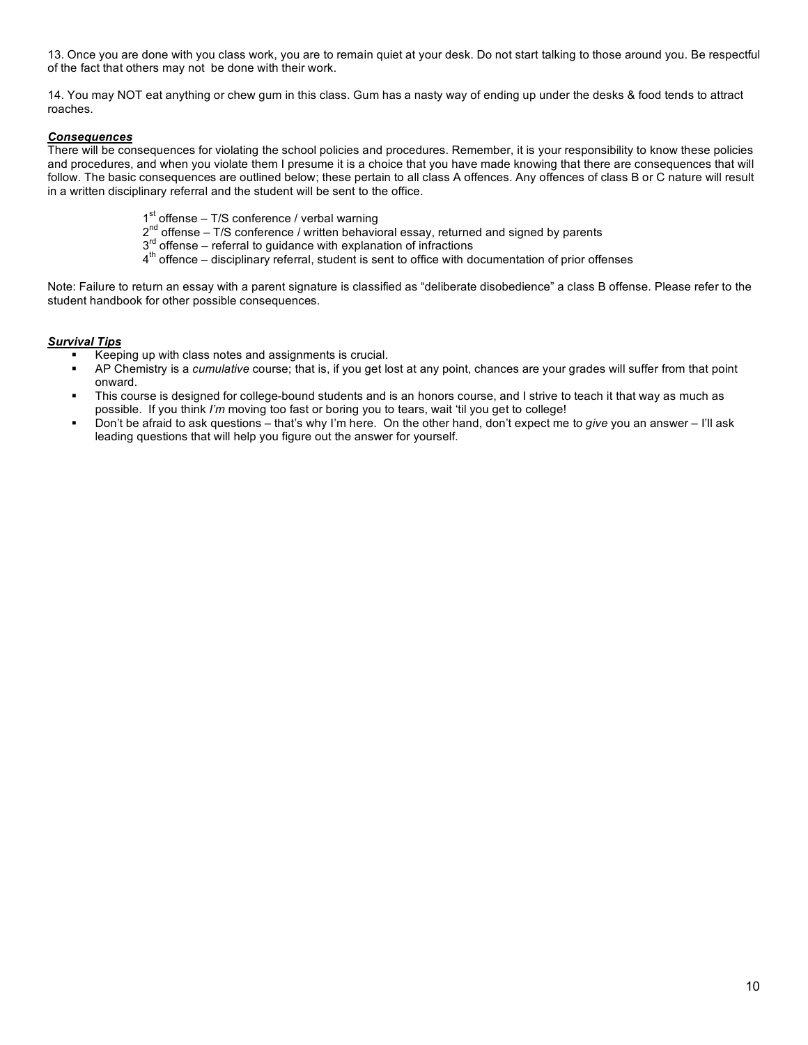13. Once you are done with you class work, you are to remain quiet at your desk. Do not start talking to those around you. Be respectful of the fact that others may not be done with their work.

14. You may NOT eat anything or chew gum in this class. Gum has a nasty way of ending up under the desks & food tends to attract roaches.

***Consequences***

There will be consequences for violating the school policies and procedures. Remember, it is your responsibility to know these policies and procedures, and when you violate them I presume it is a choice that you have made knowing that there are consequences that will follow. The basic consequences are outlined below; these pertain to all class A offences. Any offences of class B or C nature will result in a written disciplinary referral and the student will be sent to the office.

> 1st offense – T/S conference / verbal warning
> 2nd offense – T/S conference / written behavioral essay, returned and signed by parents
> 3rd offense – referral to guidance with explanation of infractions
> 4th offence – disciplinary referral, student is sent to office with documentation of prior offenses

Note: Failure to return an essay with a parent signature is classified as "deliberate disobedience" a class B offense. Please refer to the student handbook for other possible consequences.

***Survival Tips***

- Keeping up with class notes and assignments is crucial.
- AP Chemistry is a *cumulative* course; that is, if you get lost at any point, chances are your grades will suffer from that point onward.
- This course is designed for college-bound students and is an honors course, and I strive to teach it that way as much as possible. If you think *I'm* moving too fast or boring you to tears, wait 'til you get to college!
- Don't be afraid to ask questions – that's why I'm here. On the other hand, don't expect me to *give* you an answer – I'll ask leading questions that will help you figure out the answer for yourself.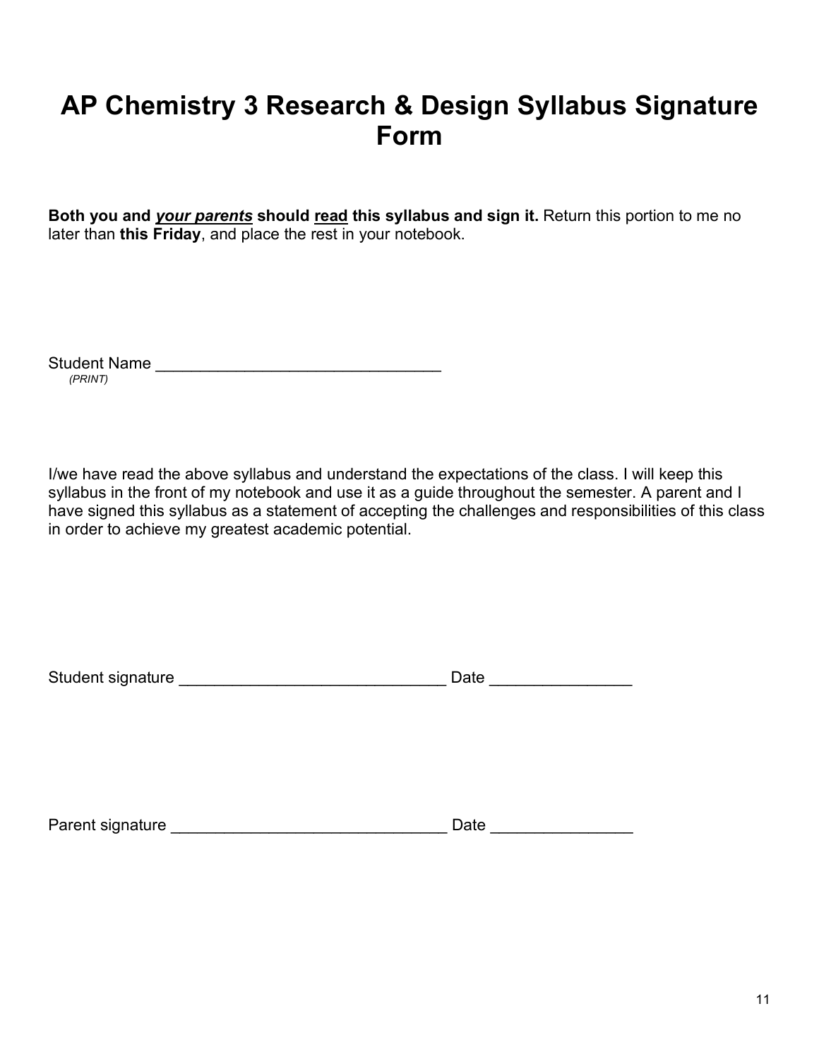# AP Chemistry 3 Research & Design Syllabus Signature Form

**Both you and *<u>your parents</u>* should <u>read</u> this syllabus and sign it.** Return this portion to me no later than **this Friday**, and place the rest in your notebook.

Student Name ________________________________
*(PRINT)*

I/we have read the above syllabus and understand the expectations of the class. I will keep this syllabus in the front of my notebook and use it as a guide throughout the semester. A parent and I have signed this syllabus as a statement of accepting the challenges and responsibilities of this class in order to achieve my greatest academic potential.

Student signature ______________________________ Date _______________

Parent signature ______________________________ Date _______________